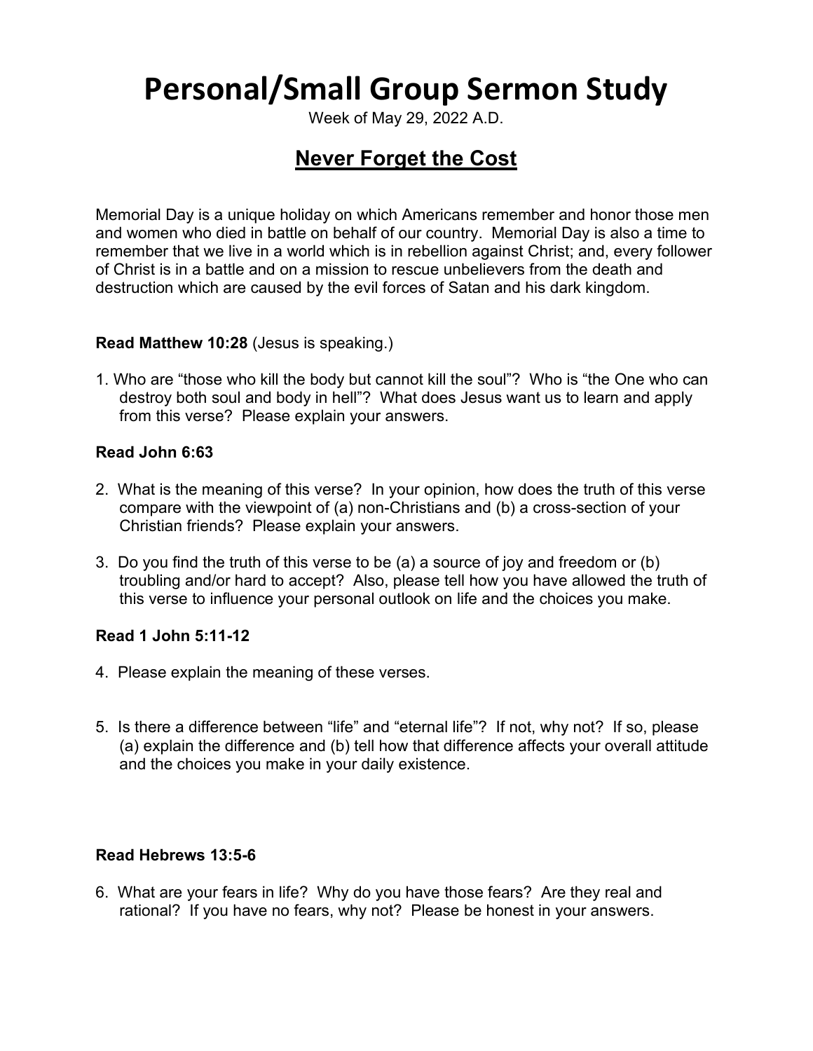# Personal/Small Group Sermon Study

Week of May 29, 2022 A.D.

## Never Forget the Cost

Memorial Day is a unique holiday on which Americans remember and honor those men and women who died in battle on behalf of our country. Memorial Day is also a time to remember that we live in a world which is in rebellion against Christ; and, every follower of Christ is in a battle and on a mission to rescue unbelievers from the death and destruction which are caused by the evil forces of Satan and his dark kingdom.

**Read Matthew 10:28** (Jesus is speaking.)

1. Who are "those who kill the body but cannot kill the soul"? Who is "the One who can destroy both soul and body in hell"? What does Jesus want us to learn and apply from this verse? Please explain your answers.

**Read John 6:63**

2. What is the meaning of this verse? In your opinion, how does the truth of this verse compare with the viewpoint of (a) non-Christians and (b) a cross-section of your Christian friends? Please explain your answers.

3. Do you find the truth of this verse to be (a) a source of joy and freedom or (b) troubling and/or hard to accept? Also, please tell how you have allowed the truth of this verse to influence your personal outlook on life and the choices you make.

**Read 1 John 5:11-12**

4. Please explain the meaning of these verses.

5. Is there a difference between "life" and "eternal life"? If not, why not? If so, please (a) explain the difference and (b) tell how that difference affects your overall attitude and the choices you make in your daily existence.

**Read Hebrews 13:5-6**

6. What are your fears in life? Why do you have those fears? Are they real and rational? If you have no fears, why not? Please be honest in your answers.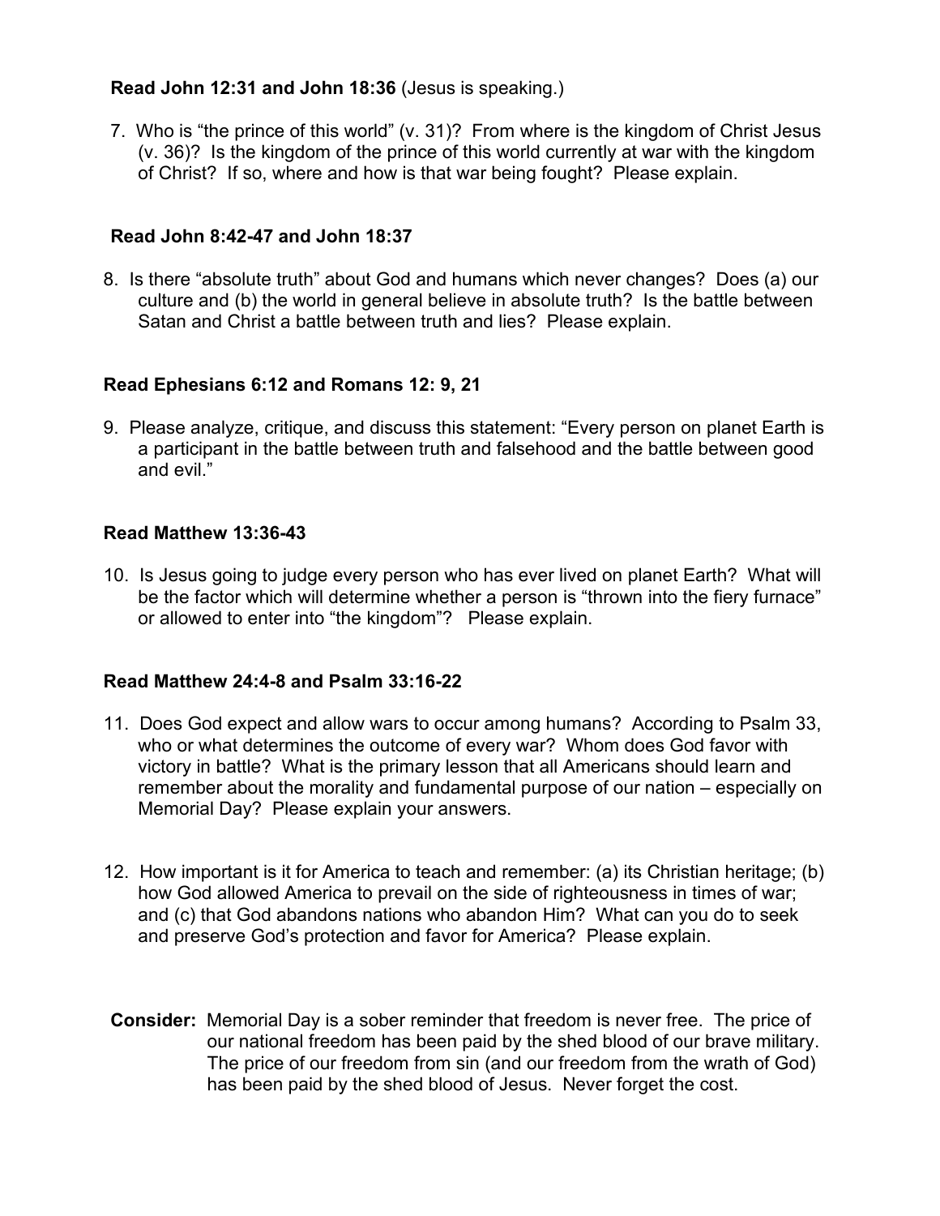**Read John 12:31 and John 18:36** (Jesus is speaking.)

7. Who is “the prince of this world” (v. 31)? From where is the kingdom of Christ Jesus (v. 36)? Is the kingdom of the prince of this world currently at war with the kingdom of Christ? If so, where and how is that war being fought? Please explain.

**Read John 8:42-47 and John 18:37**

8. Is there “absolute truth” about God and humans which never changes? Does (a) our culture and (b) the world in general believe in absolute truth? Is the battle between Satan and Christ a battle between truth and lies? Please explain.

**Read Ephesians 6:12 and Romans 12: 9, 21**

9. Please analyze, critique, and discuss this statement: “Every person on planet Earth is a participant in the battle between truth and falsehood and the battle between good and evil.”

**Read Matthew 13:36-43**

10. Is Jesus going to judge every person who has ever lived on planet Earth? What will be the factor which will determine whether a person is “thrown into the fiery furnace” or allowed to enter into “the kingdom”? Please explain.

**Read Matthew 24:4-8 and Psalm 33:16-22**

11. Does God expect and allow wars to occur among humans? According to Psalm 33, who or what determines the outcome of every war? Whom does God favor with victory in battle? What is the primary lesson that all Americans should learn and remember about the morality and fundamental purpose of our nation – especially on Memorial Day? Please explain your answers.

12. How important is it for America to teach and remember: (a) its Christian heritage; (b) how God allowed America to prevail on the side of righteousness in times of war; and (c) that God abandons nations who abandon Him? What can you do to seek and preserve God’s protection and favor for America? Please explain.

**Consider:** Memorial Day is a sober reminder that freedom is never free. The price of our national freedom has been paid by the shed blood of our brave military. The price of our freedom from sin (and our freedom from the wrath of God) has been paid by the shed blood of Jesus. Never forget the cost.